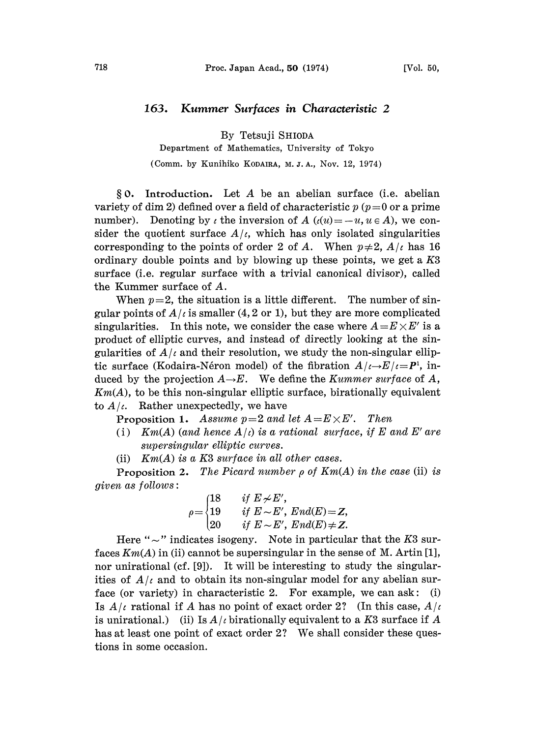# 163. Kummer Surfaces in Characteristic 2

By Tetsuji SHIODA

Department of Mathematics, University of Tokyo

(Comm. by Kunihiko KODAIRA, M. J. A., Nov. 12, 1974)

§ 0. **Introduction.** Let $A$ be an abelian surface (i.e. abelian variety of dim 2) defined over a field of characteristic $p$ ($p=0$ or a prime number). Denoting by $\iota$ the inversion of $A$ ($\iota(u)=-u, u \in A$), we consider the quotient surface $A/\iota$, which has only isolated singularities corresponding to the points of order 2 of $A$. When $p \neq 2$, $A/\iota$ has 16 ordinary double points and by blowing up these points, we get a $K3$ surface (i.e. regular surface with a trivial canonical divisor), called the Kummer surface of $A$.

When $p=2$, the situation is a little different. The number of singular points of $A/\iota$ is smaller (4, 2 or 1), but they are more complicated singularities. In this note, we consider the case where $A=E \times E'$ is a product of elliptic curves, and instead of directly looking at the singularities of $A/\iota$ and their resolution, we study the non-singular elliptic surface (Kodaira-Néron model) of the fibration $A/\iota \to E/\iota = \boldsymbol{P}^1$, induced by the projection $A \to E$. We define the *Kummer surface* of $A$, $Km(A)$, to be this non-singular elliptic surface, birationally equivalent to $A/\iota$. Rather unexpectedly, we have

**Proposition 1.** *Assume $p=2$ and let $A=E \times E'$. Then*

(i) *$Km(A)$ (and hence $A/\iota$) is a rational surface, if $E$ and $E'$ are supersingular elliptic curves.*

(ii) *$Km(A)$ is a $K3$ surface in all other cases.*

**Proposition 2.** *The Picard number $\rho$ of $Km(A)$ in the case* (ii) *is given as follows*:

$$\rho = \begin{cases} 18 & \text{if } E \not\sim E', \\ 19 & \text{if } E \sim E',\ End(E)=\boldsymbol{Z}, \\ 20 & \text{if } E \sim E',\ End(E) \neq \boldsymbol{Z}. \end{cases}$$

Here "$\sim$" indicates isogeny. Note in particular that the $K3$ surfaces $Km(A)$ in (ii) cannot be supersingular in the sense of M. Artin [1], nor unirational (cf. [9]). It will be interesting to study the singularities of $A/\iota$ and to obtain its non-singular model for any abelian surface (or variety) in characteristic 2. For example, we can ask: (i) Is $A/\iota$ rational if $A$ has no point of exact order 2? (In this case, $A/\iota$ is unirational.) (ii) Is $A/\iota$ birationally equivalent to a $K3$ surface if $A$ has at least one point of exact order 2? We shall consider these questions in some occasion.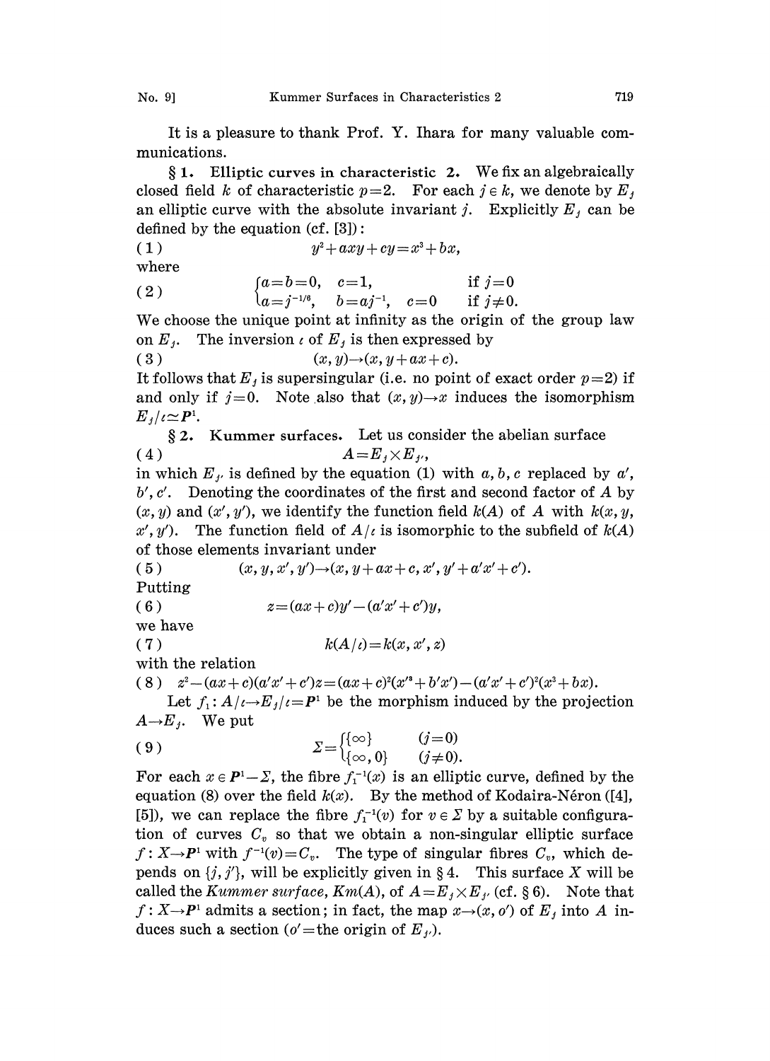It is a pleasure to thank Prof. Y. Ihara for many valuable communications.

**§ 1. Elliptic curves in characteristic 2.** We fix an algebraically closed field $k$ of characteristic $p=2$. For each $j \in k$, we denote by $E_j$ an elliptic curve with the absolute invariant $j$. Explicitly $E_j$ can be defined by the equation (cf. [3]):

$$y^2+axy+cy=x^3+bx, \tag{1}$$

where

$$\begin{cases} a=b=0, \quad c=1, & \text{if } j=0 \\ a=j^{-1/6}, \quad b=aj^{-1}, \quad c=0 & \text{if } j\neq 0. \end{cases} \tag{2}$$

We choose the unique point at infinity as the origin of the group law on $E_j$. The inversion $\iota$ of $E_j$ is then expressed by

$$(x,y)\to(x,y+ax+c). \tag{3}$$

It follows that $E_j$ is supersingular (i.e. no point of exact order $p=2$) if and only if $j=0$. Note also that $(x,y)\to x$ induces the isomorphism $E_j/\iota \simeq \boldsymbol{P}^1$.

**§ 2. Kummer surfaces.** Let us consider the abelian surface

$$A=E_j\times E_{j'}, \tag{4}$$

in which $E_{j'}$ is defined by the equation (1) with $a, b, c$ replaced by $a'$, $b'$, $c'$. Denoting the coordinates of the first and second factor of $A$ by $(x,y)$ and $(x',y')$, we identify the function field $k(A)$ of $A$ with $k(x,y,x',y')$. The function field of $A/\iota$ is isomorphic to the subfield of $k(A)$ of those elements invariant under

$$(x,y,x',y')\to(x,y+ax+c,x',y'+a'x'+c'). \tag{5}$$

Putting

$$z=(ax+c)y'-(a'x'+c')y, \tag{6}$$

we have

$$k(A/\iota)=k(x,x',z) \tag{7}$$

with the relation

$$z^2-(ax+c)(a'x'+c')z=(ax+c)^2(x'^3+b'x')-(a'x'+c')^2(x^3+bx). \tag{8}$$

Let $f_1: A/\iota\to E_j/\iota=\boldsymbol{P}^1$ be the morphism induced by the projection $A\to E_j$. We put

$$\Sigma=\begin{cases} \{\infty\} & (j=0) \\ \{\infty, 0\} & (j\neq 0). \end{cases} \tag{9}$$

For each $x\in \boldsymbol{P}^1-\Sigma$, the fibre $f_1^{-1}(x)$ is an elliptic curve, defined by the equation (8) over the field $k(x)$. By the method of Kodaira-Néron ([4], [5]), we can replace the fibre $f_1^{-1}(v)$ for $v\in\Sigma$ by a suitable configuration of curves $C_v$ so that we obtain a non-singular elliptic surface $f: X\to\boldsymbol{P}^1$ with $f^{-1}(v)=C_v$. The type of singular fibres $C_v$, which depends on $\{j,j'\}$, will be explicitly given in § 4. This surface $X$ will be called the *Kummer surface*, $Km(A)$, of $A=E_j\times E_{j'}$ (cf. § 6). Note that $f: X\to\boldsymbol{P}^1$ admits a section; in fact, the map $x\to(x,o')$ of $E_j$ into $A$ induces such a section ($o'=$the origin of $E_{j'}$).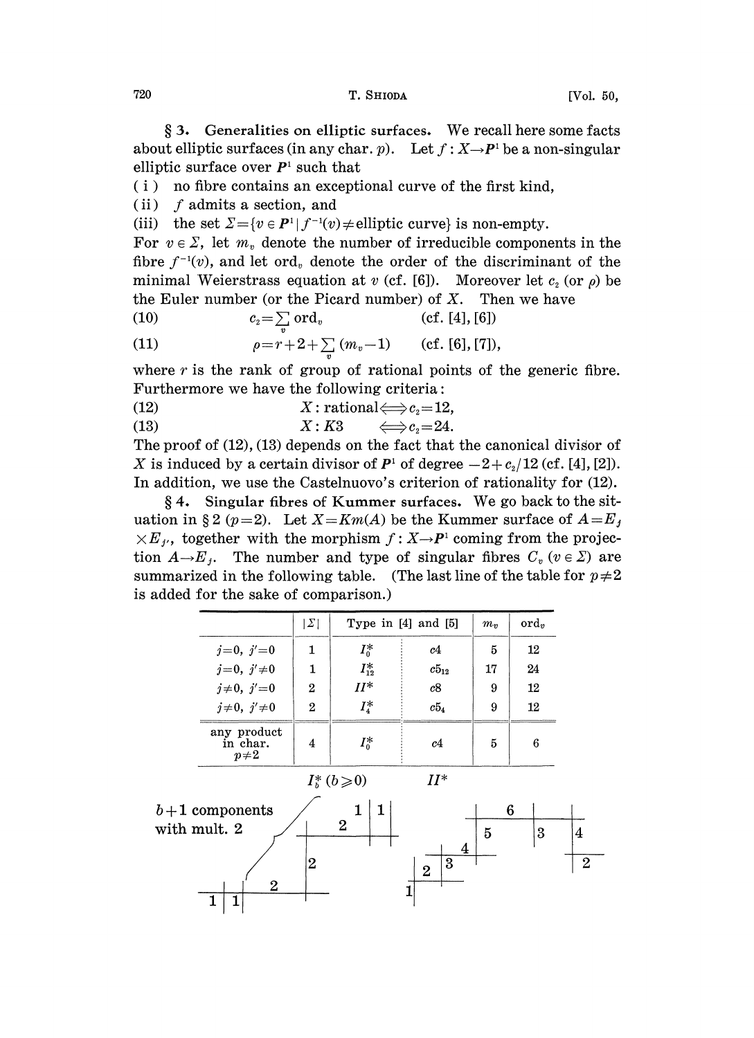**§ 3. Generalities on elliptic surfaces.** We recall here some facts about elliptic surfaces (in any char. $p$). Let $f: X \to \boldsymbol{P}^1$ be a non-singular elliptic surface over $\boldsymbol{P}^1$ such that

(i) no fibre contains an exceptional curve of the first kind,

(ii) $f$ admits a section, and

(iii) the set $\Sigma = \{v \in \boldsymbol{P}^1 \mid f^{-1}(v) \neq \text{elliptic curve}\}$ is non-empty.

For $v \in \Sigma$, let $m_v$ denote the number of irreducible components in the fibre $f^{-1}(v)$, and let $\mathrm{ord}_v$ denote the order of the discriminant of the minimal Weierstrass equation at $v$ (cf. [6]). Moreover let $c_2$ (or $\rho$) be the Euler number (or the Picard number) of $X$. Then we have

(10) $$c_2 = \sum_v \mathrm{ord}_v \qquad \text{(cf. [4], [6])}$$

(11) $$\rho = r + 2 + \sum_v (m_v - 1) \qquad \text{(cf. [6], [7])},$$

where $r$ is the rank of group of rational points of the generic fibre. Furthermore we have the following criteria:

(12) $$X: \text{rational} \Longleftrightarrow c_2 = 12,$$

(13) $$X: K3 \Longleftrightarrow c_2 = 24.$$

The proof of (12), (13) depends on the fact that the canonical divisor of $X$ is induced by a certain divisor of $\boldsymbol{P}^1$ of degree $-2 + c_2/12$ (cf. [4], [2]). In addition, we use the Castelnuovo's criterion of rationality for (12).

**§ 4. Singular fibres of Kummer surfaces.** We go back to the situation in § 2 ($p=2$). Let $X = Km(A)$ be the Kummer surface of $A = E_j \times E_{j'}$, together with the morphism $f: X \to \boldsymbol{P}^1$ coming from the projection $A \to E_j$. The number and type of singular fibres $C_v$ ($v \in \Sigma$) are summarized in the following table. (The last line of the table for $p \neq 2$ is added for the sake of comparison.)

| | $\lvert\Sigma\rvert$ | Type in [4] | and [5] | $m_v$ | $\mathrm{ord}_v$ |
|---|---|---|---|---|---|
| $j=0,\ j'=0$ | 1 | $I_0^*$ | $c4$ | 5 | 12 |
| $j=0,\ j'\neq 0$ | 1 | $I_{12}^*$ | $c5_{12}$ | 17 | 24 |
| $j\neq 0,\ j'=0$ | 2 | $II^*$ | $c8$ | 9 | 12 |
| $j\neq 0,\ j'\neq 0$ | 2 | $I_4^*$ | $c5_4$ | 9 | 12 |
| any product in char. $p\neq 2$ | 4 | $I_0^*$ | $c4$ | 5 | 6 |

$I_b^*$ ($b \geqq 0$) $\qquad\qquad$ $II^*$

$b+1$ components with mult. 2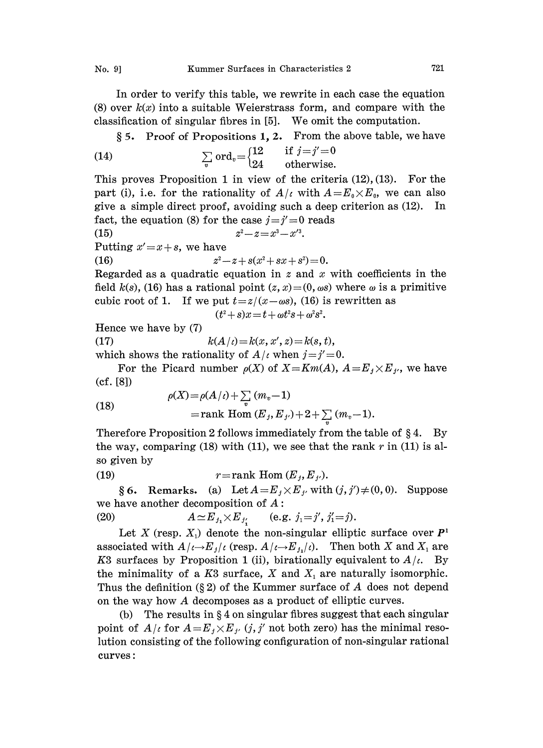In order to verify this table, we rewrite in each case the equation (8) over $k(x)$ into a suitable Weierstrass form, and compare with the classification of singular fibres in [5]. We omit the computation.

**§ 5. Proof of Propositions 1, 2.** From the above table, we have

$$\sum_v \mathrm{ord}_v = \begin{cases} 12 & \text{if } j=j'=0 \\ 24 & \text{otherwise.} \end{cases} \tag{14}$$

This proves Proposition 1 in view of the criteria (12), (13). For the part (i), i.e. for the rationality of $A/\iota$ with $A=E_0 \times E_0$, we can also give a simple direct proof, avoiding such a deep criterion as (12). In fact, the equation (8) for the case $j=j'=0$ reads

$$z^2 - z = x^3 - x'^3. \tag{15}$$

Putting $x' = x + s$, we have

$$z^2 - z + s(x^2 + sx + s^2) = 0. \tag{16}$$

Regarded as a quadratic equation in $z$ and $x$ with coefficients in the field $k(s)$, (16) has a rational point $(z, x) = (0, \omega s)$ where $\omega$ is a primitive cubic root of 1. If we put $t = z/(x - \omega s)$, (16) is rewritten as

$$(t^2 + s)x = t + \omega t^2 s + \omega^2 s^2.$$

Hence we have by (7)

$$k(A/\iota) = k(x, x', z) = k(s, t), \tag{17}$$

which shows the rationality of $A/\iota$ when $j=j'=0$.

For the Picard number $\rho(X)$ of $X = Km(A)$, $A = E_j \times E_{j'}$, we have (cf. [8])

$$\begin{aligned} \rho(X) &= \rho(A/\iota) + \sum_v (m_v - 1) \\ &= \mathrm{rank}\ \mathrm{Hom}\,(E_j, E_{j'}) + 2 + \sum_v (m_v - 1). \end{aligned} \tag{18}$$

Therefore Proposition 2 follows immediately from the table of § 4. By the way, comparing (18) with (11), we see that the rank $r$ in (11) is also given by

$$r = \mathrm{rank}\ \mathrm{Hom}\,(E_j, E_{j'}). \tag{19}$$

**§ 6. Remarks.** (a) Let $A = E_j \times E_{j'}$ with $(j, j') \neq (0, 0)$. Suppose we have another decomposition of $A$:

$$A \simeq E_{j_1} \times E_{j'_1} \qquad (\text{e.g. } j_1 = j',\ j'_1 = j). \tag{20}$$

Let $X$ (resp. $X_1$) denote the non-singular elliptic surface over $\boldsymbol{P}^1$ associated with $A/\iota \to E_j/\iota$ (resp. $A/\iota \to E_{j_1}/\iota$). Then both $X$ and $X_1$ are $K3$ surfaces by Proposition 1 (ii), birationally equivalent to $A/\iota$. By the minimality of a $K3$ surface, $X$ and $X_1$ are naturally isomorphic. Thus the definition (§ 2) of the Kummer surface of $A$ does not depend on the way how $A$ decomposes as a product of elliptic curves.

(b) The results in § 4 on singular fibres suggest that each singular point of $A/\iota$ for $A = E_j \times E_{j'}$ ($j, j'$ not both zero) has the minimal resolution consisting of the following configuration of non-singular rational curves: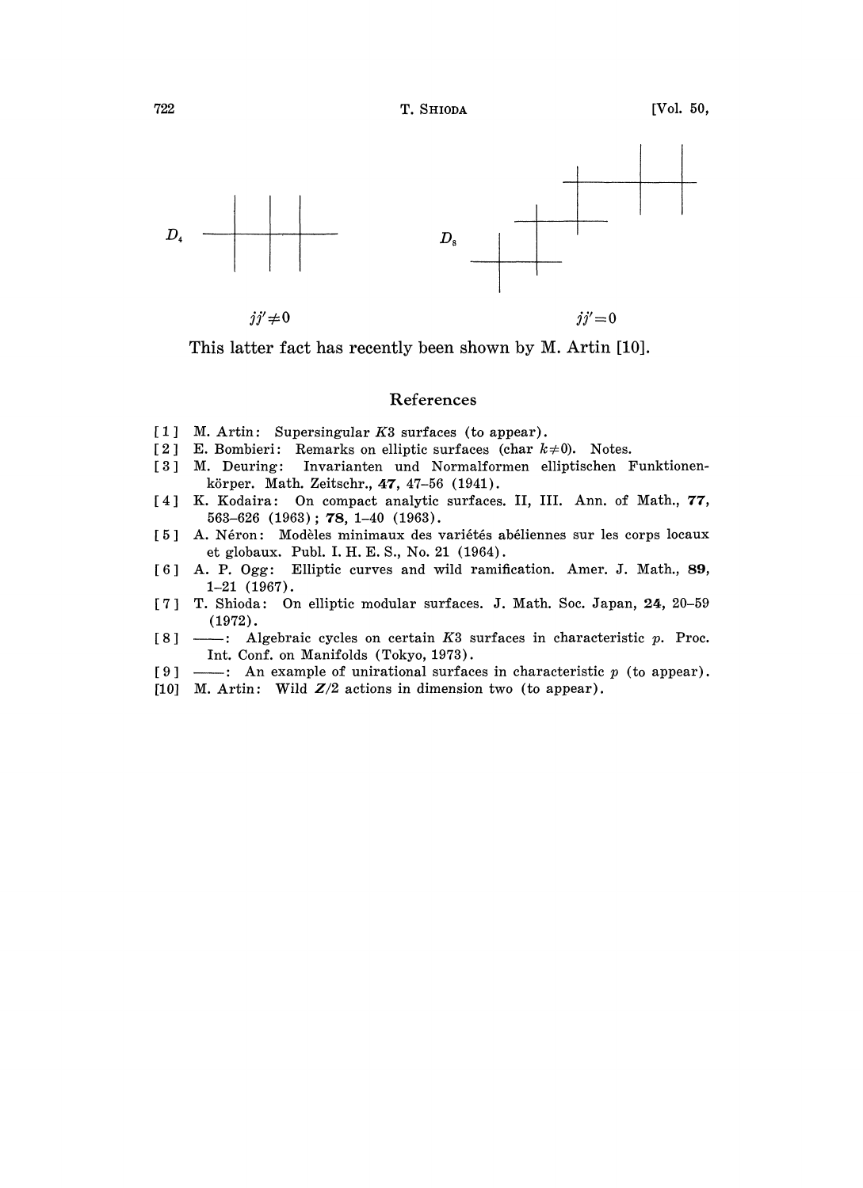$D_4$

$jj' \neq 0$

$D_8$

$jj' = 0$

This latter fact has recently been shown by M. Artin [10].

## References

[1] M. Artin: Supersingular $K3$ surfaces (to appear).

[2] E. Bombieri: Remarks on elliptic surfaces (char $k \neq 0$). Notes.

[3] M. Deuring: Invarianten und Normalformen elliptischen Funktionenkörper. Math. Zeitschr., **47**, 47–56 (1941).

[4] K. Kodaira: On compact analytic surfaces. II, III. Ann. of Math., **77**, 563–626 (1963); **78**, 1–40 (1963).

[5] A. Néron: Modèles minimaux des variétés abéliennes sur les corps locaux et globaux. Publ. I. H. E. S., No. 21 (1964).

[6] A. P. Ogg: Elliptic curves and wild ramification. Amer. J. Math., **89**, 1–21 (1967).

[7] T. Shioda: On elliptic modular surfaces. J. Math. Soc. Japan, **24**, 20–59 (1972).

[8] ——: Algebraic cycles on certain $K3$ surfaces in characteristic $p$. Proc. Int. Conf. on Manifolds (Tokyo, 1973).

[9] ——: An example of unirational surfaces in characteristic $p$ (to appear).

[10] M. Artin: Wild $\boldsymbol{Z}/2$ actions in dimension two (to appear).